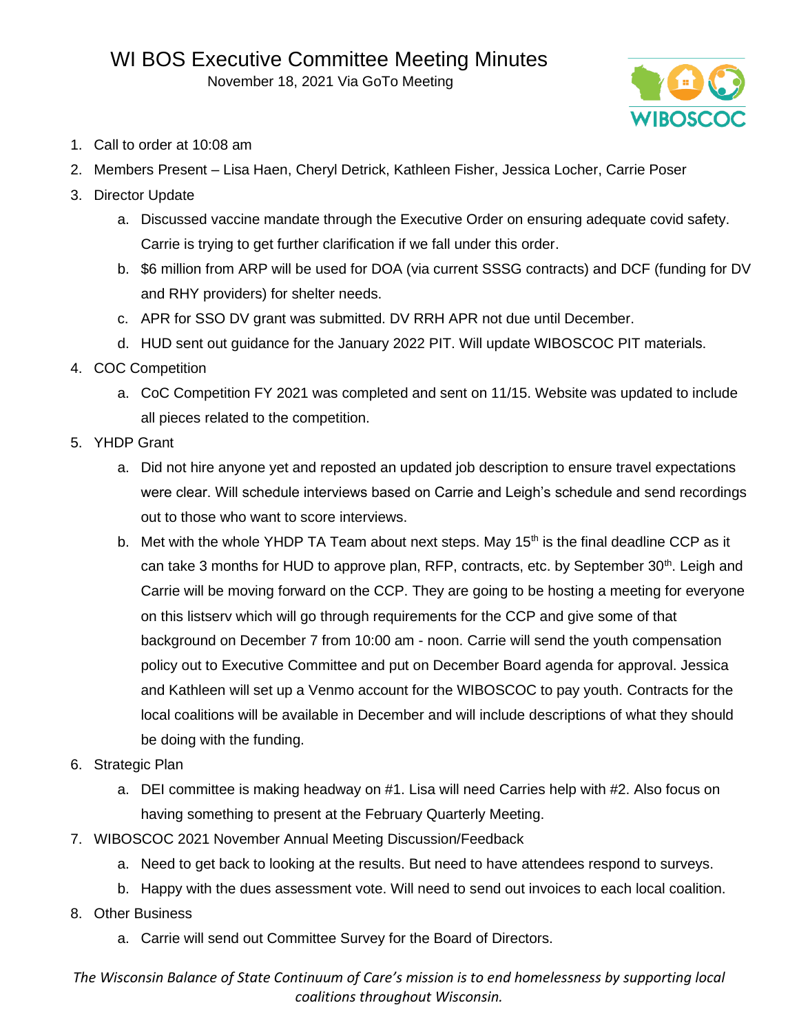# WI BOS Executive Committee Meeting Minutes

November 18, 2021 Via GoTo Meeting

1. Call to order at 10:08 am
2. Members Present – Lisa Haen, Cheryl Detrick, Kathleen Fisher, Jessica Locher, Carrie Poser
3. Director Update
   a. Discussed vaccine mandate through the Executive Order on ensuring adequate covid safety. Carrie is trying to get further clarification if we fall under this order.
   b. $6 million from ARP will be used for DOA (via current SSSG contracts) and DCF (funding for DV and RHY providers) for shelter needs.
   c. APR for SSO DV grant was submitted. DV RRH APR not due until December.
   d. HUD sent out guidance for the January 2022 PIT. Will update WIBOSCOC PIT materials.
4. COC Competition
   a. CoC Competition FY 2021 was completed and sent on 11/15. Website was updated to include all pieces related to the competition.
5. YHDP Grant
   a. Did not hire anyone yet and reposted an updated job description to ensure travel expectations were clear. Will schedule interviews based on Carrie and Leigh's schedule and send recordings out to those who want to score interviews.
   b. Met with the whole YHDP TA Team about next steps. May 15th is the final deadline CCP as it can take 3 months for HUD to approve plan, RFP, contracts, etc. by September 30th. Leigh and Carrie will be moving forward on the CCP. They are going to be hosting a meeting for everyone on this listserv which will go through requirements for the CCP and give some of that background on December 7 from 10:00 am - noon. Carrie will send the youth compensation policy out to Executive Committee and put on December Board agenda for approval. Jessica and Kathleen will set up a Venmo account for the WIBOSCOC to pay youth. Contracts for the local coalitions will be available in December and will include descriptions of what they should be doing with the funding.
6. Strategic Plan
   a. DEI committee is making headway on #1. Lisa will need Carries help with #2. Also focus on having something to present at the February Quarterly Meeting.
7. WIBOSCOC 2021 November Annual Meeting Discussion/Feedback
   a. Need to get back to looking at the results. But need to have attendees respond to surveys.
   b. Happy with the dues assessment vote. Will need to send out invoices to each local coalition.
8. Other Business
   a. Carrie will send out Committee Survey for the Board of Directors.

*The Wisconsin Balance of State Continuum of Care's mission is to end homelessness by supporting local coalitions throughout Wisconsin.*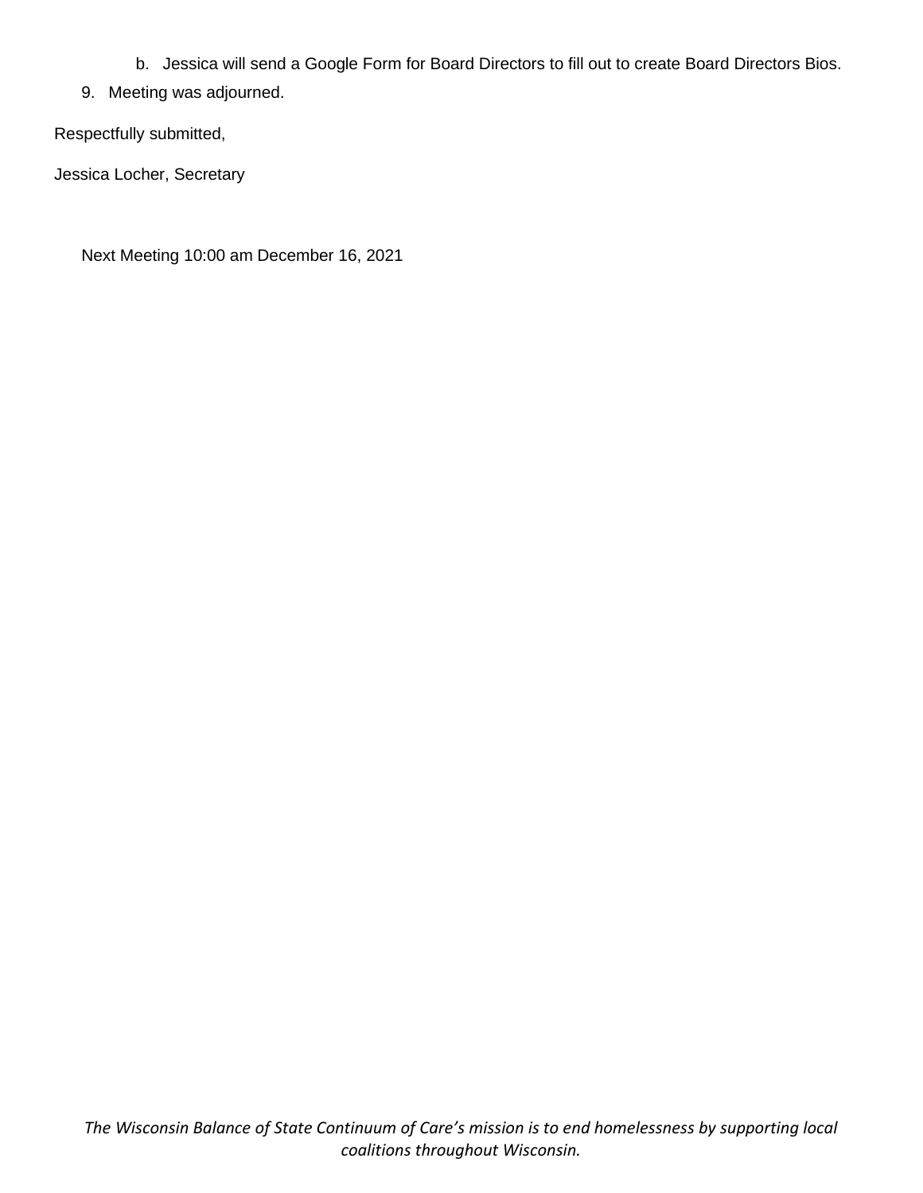b. Jessica will send a Google Form for Board Directors to fill out to create Board Directors Bios.

9. Meeting was adjourned.

Respectfully submitted,

Jessica Locher, Secretary

Next Meeting 10:00 am December 16, 2021

*The Wisconsin Balance of State Continuum of Care's mission is to end homelessness by supporting local coalitions throughout Wisconsin.*